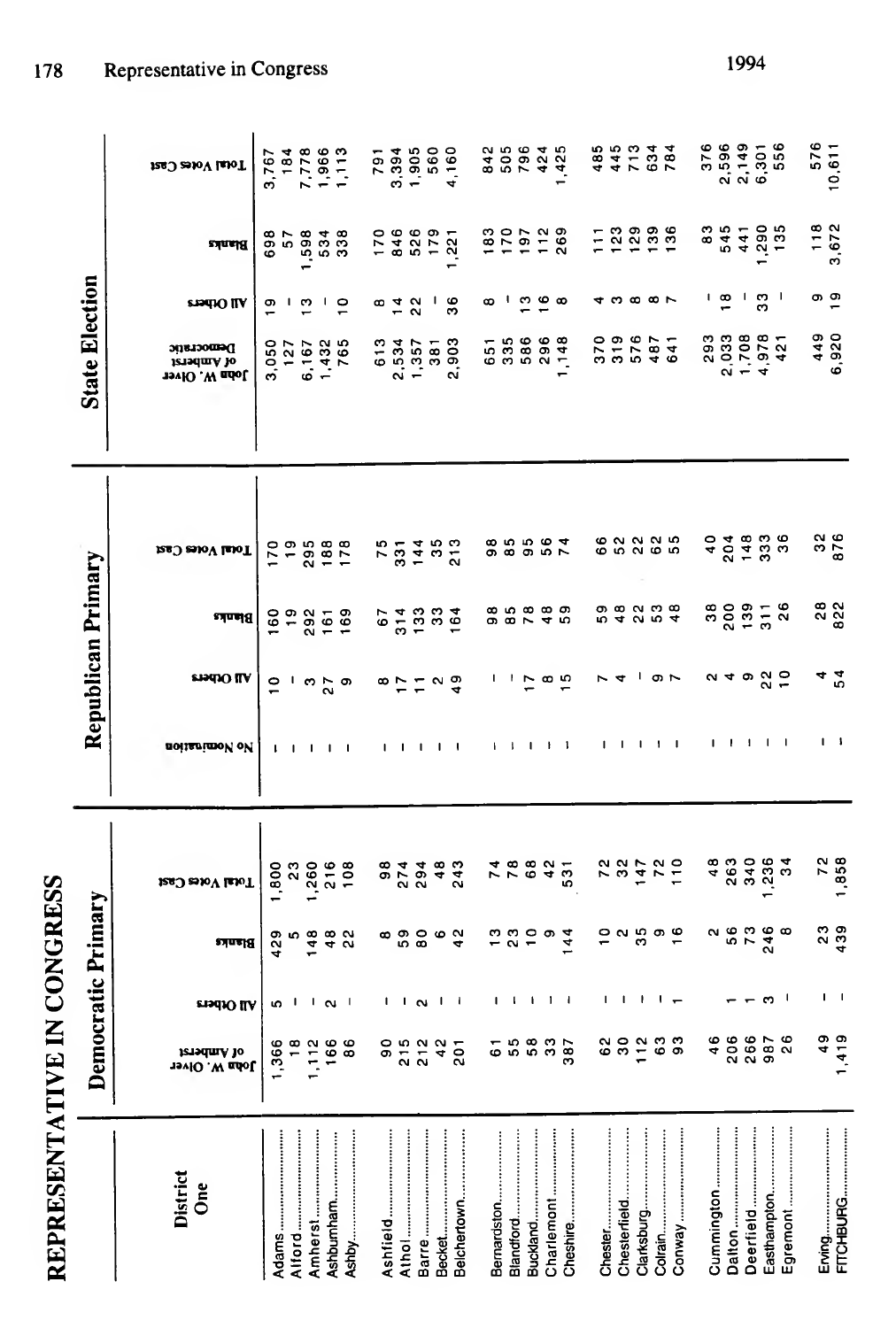# REPRESENTATIVE IN CONGRESS

| District One | Democratic Primary | | | | Republican Primary | | | | State Election | | | |
|---|---|---|---|---|---|---|---|---|---|---|---|---|
| | John W. Olver of Amherst | All Others | Blanks | Total Votes Cast | No Nomination | All Others | Blanks | Total Votes Cast | John W. Olver of Amherst Democratic | All Others | Blanks | Total Votes Cast |
| Adams | 1,366 | 5 | 429 | 1,800 | - | 10 | 160 | 170 | 3,050 | 19 | 698 | 3,767 |
| Alford | 18 | - | 5 | 23 | - | - | 19 | 19 | 127 | - | 57 | 184 |
| Amherst | 1,112 | - | 148 | 1,260 | - | 3 | 292 | 295 | 6,167 | 13 | 1,598 | 7,778 |
| Ashburnham | 166 | 2 | 48 | 216 | - | 27 | 161 | 188 | 1,432 | - | 534 | 1,966 |
| Ashby | 86 | - | 22 | 108 | - | 9 | 169 | 178 | 765 | 10 | 338 | 1,113 |
| Ashfield | 90 | - | 8 | 98 | - | 8 | 67 | 75 | 613 | 8 | 170 | 791 |
| Athol | 215 | - | 59 | 274 | - | 17 | 314 | 331 | 2,534 | 14 | 846 | 3,394 |
| Barre | 212 | 2 | 80 | 294 | - | 11 | 133 | 144 | 1,357 | 22 | 526 | 1,905 |
| Becket | 42 | - | 6 | 48 | - | 2 | 33 | 35 | 381 | - | 179 | 560 |
| Belchertown | 201 | - | 42 | 243 | - | 49 | 164 | 213 | 2,903 | 36 | 1,221 | 4,160 |
| Bernardston | 61 | - | 13 | 74 | - | - | 98 | 98 | 651 | 8 | 183 | 842 |
| Blandford | 55 | - | 23 | 78 | - | - | 85 | 85 | 335 | - | 170 | 505 |
| Buckland | 58 | - | 10 | 68 | - | 17 | 78 | 95 | 586 | 13 | 197 | 796 |
| Charlemont | 33 | - | 9 | 42 | - | 8 | 48 | 56 | 296 | 16 | 112 | 424 |
| Cheshire | 387 | - | 144 | 531 | - | 15 | 59 | 74 | 1,148 | 8 | 269 | 1,425 |
| Chester | 62 | - | 10 | 72 | - | 7 | 59 | 66 | 370 | 4 | 111 | 485 |
| Chesterfield | 30 | - | 2 | 32 | - | 4 | 48 | 52 | 319 | 3 | 123 | 445 |
| Clarksburg | 112 | - | 35 | 147 | - | - | 22 | 22 | 576 | 8 | 129 | 713 |
| Colrain | 63 | - | 9 | 72 | - | 9 | 53 | 62 | 487 | 8 | 139 | 634 |
| Conway | 93 | 1 | 16 | 110 | - | 7 | 48 | 55 | 641 | 7 | 136 | 784 |
| Cummington | 46 | - | 2 | 48 | - | 2 | 38 | 40 | 293 | - | 83 | 376 |
| Dalton | 206 | 1 | 56 | 263 | - | 4 | 200 | 204 | 2,033 | 18 | 545 | 2,596 |
| Deerfield | 266 | 1 | 73 | 340 | - | 9 | 139 | 148 | 1,708 | - | 441 | 2,149 |
| Easthampton | 987 | 3 | 246 | 1,236 | - | 22 | 311 | 333 | 4,978 | 33 | 1,290 | 6,301 |
| Egremont | 26 | - | 8 | 34 | - | 10 | 26 | 36 | 421 | - | 135 | 556 |
| Erving | 49 | - | 23 | 72 | - | 4 | 28 | 32 | 449 | 9 | 118 | 576 |
| FITCHBURG | 1,419 | - | 439 | 1,858 | - | 54 | 822 | 876 | 6,920 | 19 | 3,672 | 10,611 |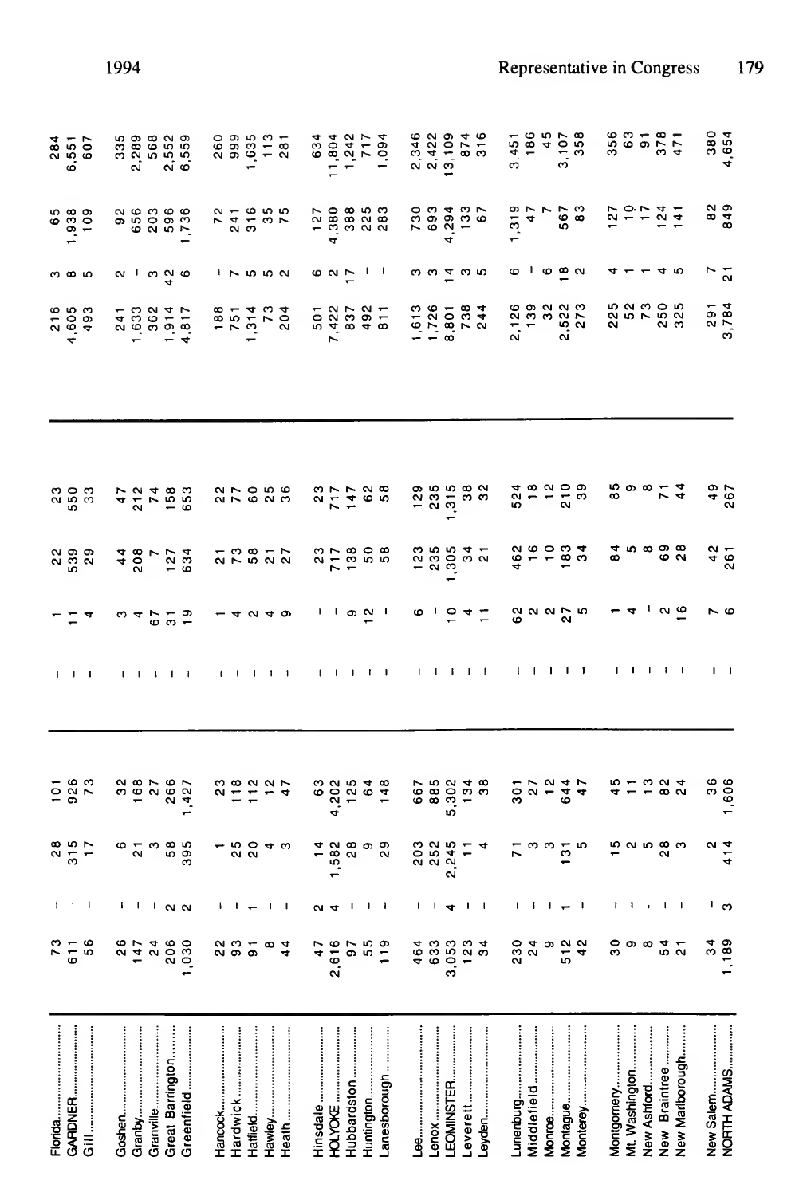| City/Town | | | | | | | | | | | | |
|---|---|---|---|---|---|---|---|---|---|---|---|---|
| Florida | 73 | - | 28 | 101 | - | 1 | 22 | 23 | 216 | 3 | 65 | 284 |
| GARDNER | 611 | - | 315 | 926 | - | 11 | 539 | 550 | 4,605 | 8 | 1,938 | 6,551 |
| Gill | 56 | - | 17 | 73 | - | 4 | 29 | 33 | 493 | 5 | 109 | 607 |
| Goshen | 26 | - | 6 | 32 | - | 3 | 44 | 47 | 241 | 2 | 92 | 335 |
| Granby | 147 | - | 21 | 168 | - | 4 | 208 | 212 | 1,633 | - | 656 | 2,289 |
| Granville | 24 | - | 3 | 27 | - | 67 | 7 | 74 | 362 | 3 | 203 | 568 |
| Great Barrington | 206 | 2 | 58 | 266 | - | 31 | 127 | 158 | 1,914 | 42 | 596 | 2,552 |
| Greenfield | 1,030 | 2 | 395 | 1,427 | - | 19 | 634 | 653 | 4,817 | 6 | 1,736 | 6,559 |
| Hancock | 22 | - | 1 | 23 | - | 1 | 21 | 22 | 188 | - | 72 | 260 |
| Hardwick | 93 | - | 25 | 118 | - | 4 | 73 | 77 | 751 | 7 | 241 | 999 |
| Hatfield | 91 | 1 | 20 | 112 | - | 2 | 58 | 60 | 1,314 | 5 | 316 | 1,635 |
| Hawley | 8 | - | 4 | 12 | - | 4 | 21 | 25 | 73 | 5 | 35 | 113 |
| Heath | 44 | - | 3 | 47 | - | 9 | 27 | 36 | 204 | 2 | 75 | 281 |
| Hinsdale | 47 | 2 | 14 | 63 | - | - | 23 | 23 | 501 | 6 | 127 | 634 |
| HOLYOKE | 2,616 | 4 | 1,582 | 4,202 | - | - | 717 | 717 | 7,422 | 2 | 4,380 | 11,804 |
| Hubbardston | 97 | - | 28 | 125 | - | 9 | 138 | 147 | 837 | 17 | 388 | 1,242 |
| Huntington | 55 | - | 9 | 64 | - | 12 | 50 | 62 | 492 | - | 225 | 717 |
| Lanesborough | 119 | - | 29 | 148 | - | - | 58 | 58 | 811 | - | 283 | 1,094 |
| Lee | 464 | - | 203 | 667 | - | 6 | 123 | 129 | 1,613 | 3 | 730 | 2,346 |
| Lenox | 633 | - | 252 | 885 | - | - | 235 | 235 | 1,726 | 3 | 693 | 2,422 |
| LEOMINSTER | 3,053 | 4 | 2,245 | 5,302 | - | 10 | 1,305 | 1,315 | 8,801 | 14 | 4,294 | 13,109 |
| Leverett | 123 | - | 11 | 134 | - | 4 | 34 | 38 | 738 | 3 | 133 | 874 |
| Leyden | 34 | - | 4 | 38 | - | 11 | 21 | 32 | 244 | 5 | 67 | 316 |
| Lunenburg | 230 | - | 71 | 301 | - | 62 | 462 | 524 | 2,126 | 6 | 1,319 | 3,451 |
| Middlefield | 24 | - | 3 | 27 | - | 2 | 16 | 18 | 139 | - | 47 | 186 |
| Monroe | 9 | - | 3 | 12 | - | 2 | 10 | 12 | 32 | 6 | 7 | 45 |
| Montague | 512 | 1 | 131 | 644 | - | 27 | 183 | 210 | 2,522 | 18 | 567 | 3,107 |
| Monterey | 42 | - | 5 | 47 | - | 5 | 34 | 39 | 273 | 2 | 83 | 358 |
| Montgomery | 30 | - | 15 | 45 | - | 1 | 84 | 85 | 225 | 4 | 127 | 356 |
| Mt. Washington | 9 | - | 2 | 11 | - | 4 | 5 | 9 | 52 | 1 | 10 | 63 |
| New Ashford | 8 | - | 5 | 13 | - | - | 8 | 8 | 73 | 1 | 17 | 91 |
| New Braintree | 54 | - | 28 | 82 | - | 2 | 69 | 71 | 250 | 4 | 124 | 378 |
| New Marlborough | 21 | - | 3 | 24 | - | 16 | 28 | 44 | 325 | 5 | 141 | 471 |
| New Salem | 34 | - | 2 | 36 | - | 7 | 42 | 49 | 291 | 7 | 82 | 380 |
| NORTH ADAMS | 1,189 | 3 | 414 | 1,606 | - | 6 | 261 | 267 | 3,784 | 21 | 849 | 4,654 |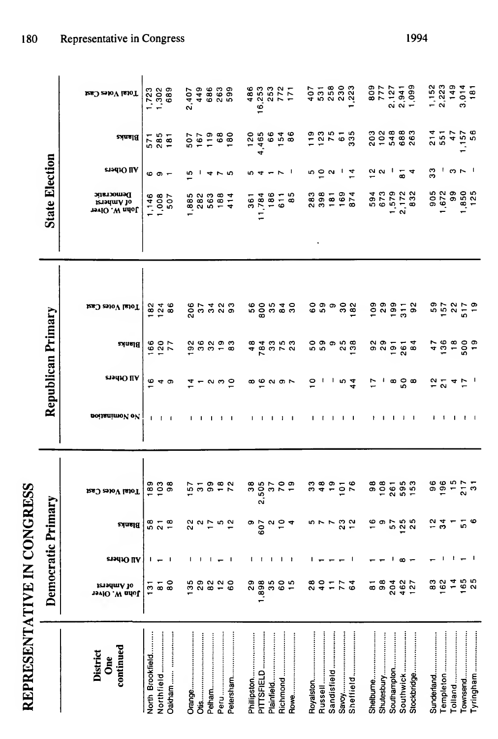# REPRESENTATIVE IN CONGRESS

| District One continued | Democratic Primary | | | | Republican Primary | | | | State Election | | | |
|---|---|---|---|---|---|---|---|---|---|---|---|---|
| | John W. Olver of Amherst | All Others | Blanks | Total Votes Cast | No Nomination | All Others | Blanks | Total Votes Cast | John W. Olver of Amherst Democratic | All Others | Blanks | Total Votes Cast |
| North Brookfield | 131 | - | 58 | 189 | - | 16 | 166 | 182 | 1,146 | 6 | 571 | 1,723 |
| Northfield | 81 | 1 | 21 | 103 | - | 4 | 120 | 124 | 1,008 | 9 | 285 | 1,302 |
| Oakham | 80 | - | 18 | 98 | - | 9 | 77 | 86 | 507 | 1 | 181 | 689 |
| Orange | 135 | - | 22 | 157 | - | 14 | 192 | 206 | 1,885 | 15 | 507 | 2,407 |
| Otis | 29 | - | 2 | 31 | - | 1 | 36 | 37 | 282 | - | 167 | 449 |
| Pelham | 82 | - | 17 | 99 | - | 2 | 32 | 34 | 563 | 4 | 119 | 686 |
| Peru | 12 | 1 | 5 | 18 | - | 3 | 19 | 22 | 188 | 7 | 68 | 263 |
| Petersham | 60 | - | 12 | 72 | - | 10 | 83 | 93 | 414 | 5 | 180 | 599 |
| Phillipston | 29 | - | 9 | 38 | - | 8 | 48 | 56 | 361 | 5 | 120 | 486 |
| PITTSFIELD | 1,898 | - | 607 | 2,505 | - | 16 | 784 | 800 | 11,784 | 4 | 4,465 | 16,253 |
| Plainfield | 35 | - | 2 | 37 | - | 2 | 33 | 35 | 186 | 1 | 66 | 253 |
| Richmond | 60 | - | 10 | 70 | - | 9 | 75 | 84 | 611 | 7 | 154 | 772 |
| Rowe | 15 | - | 4 | 19 | - | 7 | 23 | 30 | 85 | - | 86 | 171 |
| Royalston | 28 | - | 5 | 33 | - | 10 | 50 | 60 | 283 | 5 | 119 | 407 |
| Russell | 40 | 1 | 7 | 48 | - | - | 59 | 59 | 398 | 10 | 123 | 531 |
| Sandisfield | 11 | 1 | 7 | 19 | - | - | 9 | 9 | 181 | 2 | 75 | 258 |
| Savoy | 77 | 1 | 23 | 101 | - | 5 | 25 | 30 | 169 | - | 61 | 230 |
| Sheffield | 64 | - | 12 | 76 | - | 44 | 138 | 182 | 874 | 14 | 335 | 1,223 |
| Shelburne | 81 | 1 | 16 | 98 | - | 17 | 92 | 109 | 594 | 12 | 203 | 809 |
| Shutesbury | 98 | 1 | 9 | 108 | - | - | 29 | 29 | 673 | 2 | 102 | 777 |
| Southampton | 204 | - | 57 | 261 | - | 8 | 191 | 199 | 1,579 | - | 548 | 2,127 |
| Southwick | 462 | 8 | 125 | 595 | - | 50 | 261 | 311 | 2,172 | 81 | 688 | 2,941 |
| Stockbridge | 127 | 1 | 25 | 153 | - | 8 | 84 | 92 | 832 | 4 | 263 | 1,099 |
| Sunderland | 83 | 1 | 12 | 96 | - | 12 | 47 | 59 | 905 | 33 | 214 | 1,152 |
| Templeton | 162 | - | 34 | 196 | - | 21 | 136 | 157 | 1,672 | - | 551 | 2,223 |
| Tolland | 14 | - | 1 | 15 | - | 4 | 18 | 22 | 99 | 3 | 47 | 149 |
| Townsend | 165 | 1 | 51 | 217 | - | 17 | 500 | 517 | 1,850 | 7 | 1,157 | 3,014 |
| Tyringham | 25 | - | 6 | 31 | - | - | 19 | 19 | 125 | - | 56 | 181 |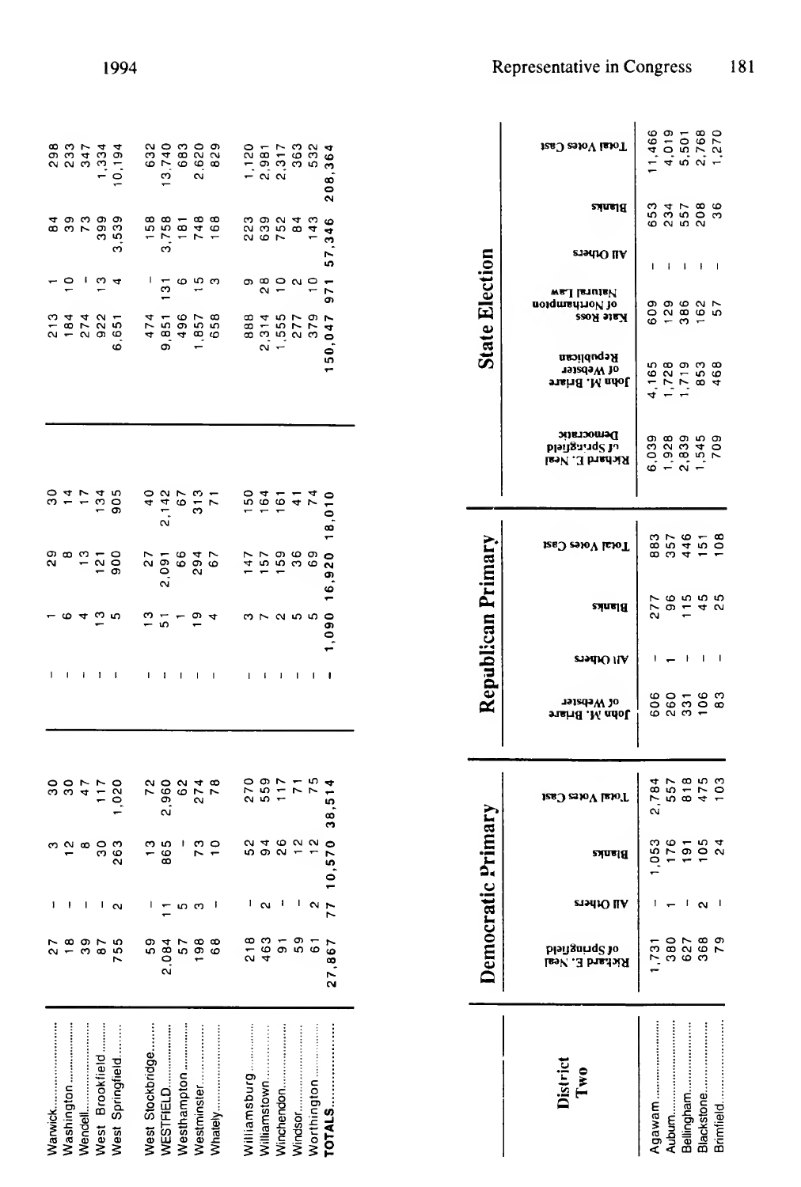| | | | | | | | | | | | | |
|---|---|---|---|---|---|---|---|---|---|---|---|---|
| Warwick | 27 | – | 3 | 30 | – | 1 | 29 | 30 | 213 | 1 | 84 | 298 |
| Washington | 18 | – | 12 | 30 | – | 6 | 8 | 14 | 184 | 10 | 39 | 233 |
| Wendell | 39 | – | 8 | 47 | – | 4 | 13 | 17 | 274 | – | 73 | 347 |
| West Brookfield | 87 | – | 30 | 117 | – | 13 | 121 | 134 | 922 | 13 | 399 | 1,334 |
| West Springfield | 755 | 2 | 263 | 1,020 | – | 5 | 900 | 905 | 6,651 | 4 | 3,539 | 10,194 |
| West Stockbridge | 59 | – | 13 | 72 | – | 13 | 27 | 40 | 474 | – | 158 | 632 |
| WESTFIELD | 2,084 | 11 | 865 | 2,960 | – | 51 | 2,091 | 2,142 | 9,851 | 131 | 3,758 | 13,740 |
| Westhampton | 57 | 5 | – | 62 | – | 1 | 66 | 67 | 496 | 6 | 181 | 683 |
| Westminster | 198 | 3 | 73 | 274 | – | 19 | 294 | 313 | 1,857 | 15 | 748 | 2,620 |
| Whately | 68 | – | 10 | 78 | – | 4 | 67 | 71 | 658 | 3 | 168 | 829 |
| Williamsburg | 218 | – | 52 | 270 | – | 3 | 147 | 150 | 888 | 9 | 223 | 1,120 |
| Williamstown | 463 | 2 | 94 | 559 | – | 7 | 157 | 164 | 2,314 | 28 | 639 | 2,981 |
| Winchendon | 91 | – | 26 | 117 | – | 2 | 159 | 161 | 1,555 | 10 | 752 | 2,317 |
| Windsor | 59 | – | 12 | 71 | – | 5 | 36 | 41 | 277 | 2 | 84 | 363 |
| Worthington | 61 | 2 | 12 | 75 | – | 5 | 69 | 74 | 379 | 10 | 143 | 532 |
| **TOTALS** | 27,867 | 77 | 10,570 | 38,514 | – | 1,090 | 16,920 | 18,010 | 150,047 | 971 | 57,346 | 208,364 |

| District Two | Democratic Primary | | | | Republican Primary | | | | State Election | | | | | |
|---|---|---|---|---|---|---|---|---|---|---|---|---|---|---|
| | Richard E. Neal of Springfield | All Others | Blanks | Total Votes Cast | John M. Briare of Webster | All Others | Blanks | Total Votes Cast | Richard E. Neal of Springfield Democratic | John M. Briare of Webster Republican | Kate Ross of Northampton Natural Law | All Others | Blanks | Total Votes Cast |
| Agawam | 1,731 | – | 1,053 | 2,784 | 606 | – | 277 | 883 | 6,039 | 4,165 | 609 | – | 653 | 11,466 |
| Auburn | 380 | 1 | 176 | 557 | 260 | 1 | 96 | 357 | 1,928 | 1,728 | 129 | – | 234 | 4,019 |
| Bellingham | 627 | – | 191 | 818 | 331 | – | 115 | 446 | 2,839 | 1,719 | 386 | – | 557 | 5,501 |
| Blackstone | 368 | 2 | 105 | 475 | 106 | – | 45 | 151 | 1,545 | 853 | 162 | – | 208 | 2,768 |
| Brimfield | 79 | – | 24 | 103 | 83 | – | 25 | 108 | 709 | 468 | 57 | – | 36 | 1,270 |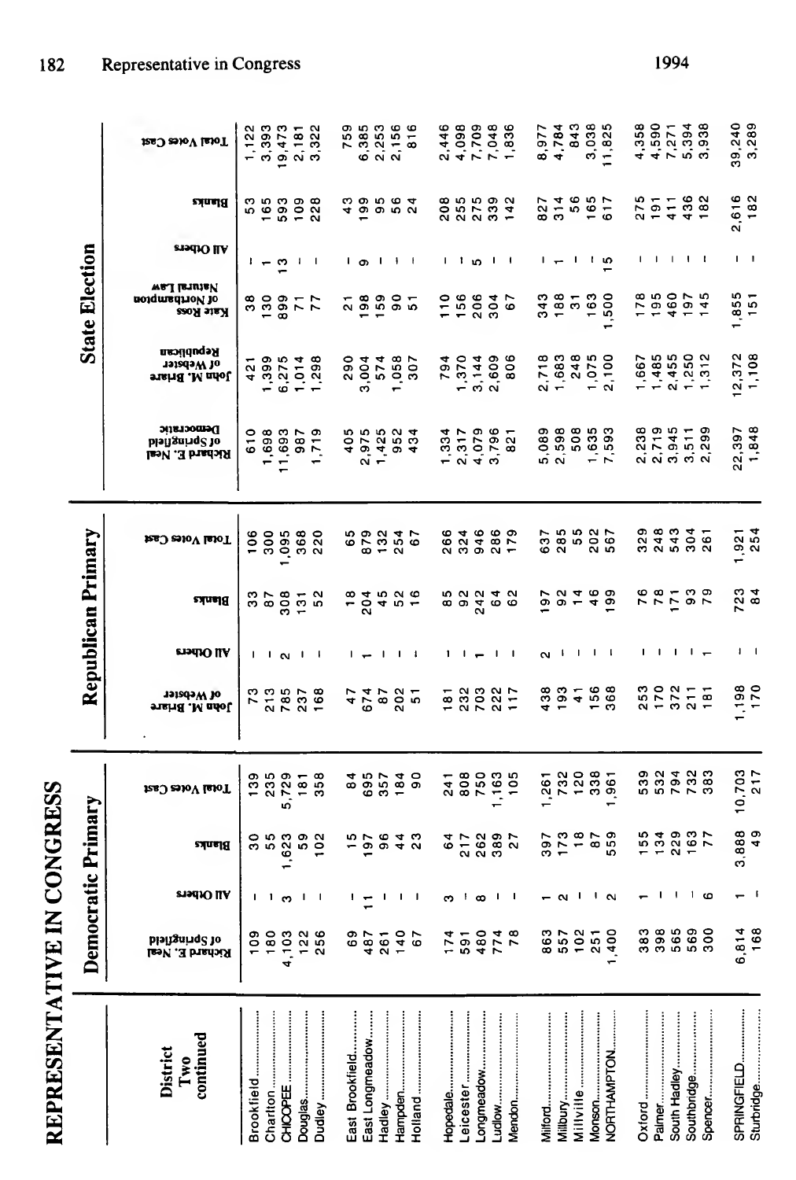# REPRESENTATIVE IN CONGRESS

| District Two continued | Democratic Primary | | | | Republican Primary | | | | State Election | | | | | |
|---|---|---|---|---|---|---|---|---|---|---|---|---|---|---|
| | Richard E. Neal of Springfield | All Others | Blanks | Total Votes Cast | John M. Briare of Webster | All Others | Blanks | Total Votes Cast | Richard E. Neal of Springfield Democratic | John M. Briare of Webster Republican | Kate Ross of Northampton Natural Law | All Others | Blanks | Total Votes Cast |
| Brookfield | 109 | - | 30 | 139 | 73 | - | 33 | 106 | 610 | 421 | 38 | - | 53 | 1,122 |
| Charlton | 180 | - | 55 | 235 | 213 | - | 87 | 300 | 1,698 | 1,399 | 130 | 1 | 165 | 3,393 |
| CHICOPEE | 4,103 | 3 | 1,623 | 5,729 | 785 | 2 | 308 | 1,095 | 11,693 | 6,275 | 899 | 13 | 593 | 19,473 |
| Douglas | 122 | - | 59 | 181 | 237 | - | 131 | 368 | 987 | 1,014 | 71 | - | 109 | 2,181 |
| Dudley | 256 | - | 102 | 358 | 168 | - | 52 | 220 | 1,719 | 1,298 | 77 | - | 228 | 3,322 |
| East Brookfield | 69 | - | 15 | 84 | 47 | - | 18 | 65 | 405 | 290 | 21 | - | 43 | 759 |
| East Longmeadow | 487 | 11 | 197 | 695 | 674 | 1 | 204 | 879 | 2,975 | 3,004 | 198 | 9 | 199 | 6,385 |
| Hadley | 261 | - | 96 | 357 | 87 | - | 45 | 132 | 1,425 | 574 | 159 | - | 95 | 2,253 |
| Hampden | 140 | - | 44 | 184 | 202 | - | 52 | 254 | 952 | 1,058 | 90 | - | 56 | 2,156 |
| Holland | 67 | - | 23 | 90 | 51 | - | 16 | 67 | 434 | 307 | 51 | - | 24 | 816 |
| Hopedale | 174 | 3 | 64 | 241 | 181 | - | 85 | 266 | 1,334 | 794 | 110 | - | 208 | 2,446 |
| Leicester | 591 | - | 217 | 808 | 232 | - | 92 | 324 | 2,317 | 1,370 | 156 | - | 255 | 4,098 |
| Longmeadow | 480 | 8 | 262 | 750 | 703 | 1 | 242 | 946 | 4,079 | 3,144 | 206 | 5 | 275 | 7,709 |
| Ludlow | 774 | - | 389 | 1,163 | 222 | - | 64 | 286 | 3,796 | 2,609 | 304 | - | 339 | 7,048 |
| Mendon | 78 | - | 27 | 105 | 117 | - | 62 | 179 | 821 | 806 | 67 | - | 142 | 1,836 |
| Milford | 863 | 1 | 397 | 1,261 | 438 | 2 | 197 | 637 | 5,089 | 2,718 | 343 | - | 827 | 8,977 |
| Millbury | 557 | 2 | 173 | 732 | 193 | - | 92 | 285 | 2,598 | 1,683 | 188 | 1 | 314 | 4,784 |
| Millville | 102 | - | 18 | 120 | 41 | - | 14 | 55 | 508 | 248 | 31 | - | 56 | 843 |
| Monson | 251 | - | 87 | 338 | 156 | - | 46 | 202 | 1,635 | 1,075 | 163 | - | 165 | 3,038 |
| NORTHAMPTON | 1,400 | 2 | 559 | 1,961 | 368 | - | 199 | 567 | 7,593 | 2,100 | 1,500 | 15 | 617 | 11,825 |
| Oxford | 383 | 1 | 155 | 539 | 253 | - | 76 | 329 | 2,238 | 1,667 | 178 | - | 275 | 4,358 |
| Palmer | 398 | - | 134 | 532 | 170 | - | 78 | 248 | 2,719 | 1,485 | 195 | - | 191 | 4,590 |
| South Hadley | 565 | - | 229 | 794 | 372 | - | 171 | 543 | 3,945 | 2,455 | 460 | - | 411 | 7,271 |
| Southbridge | 569 | - | 163 | 732 | 211 | - | 93 | 304 | 3,511 | 1,250 | 197 | - | 436 | 5,394 |
| Spencer | 300 | 6 | 77 | 383 | 181 | 1 | 79 | 261 | 2,299 | 1,312 | 145 | - | 182 | 3,938 |
| SPRINGFIELD | 6,814 | 1 | 3,888 | 10,703 | 1,198 | - | 723 | 1,921 | 22,397 | 12,372 | 1,855 | - | 2,616 | 39,240 |
| Sturbridge | 168 | - | 49 | 217 | 170 | - | 84 | 254 | 1,848 | 1,108 | 151 | - | 182 | 3,289 |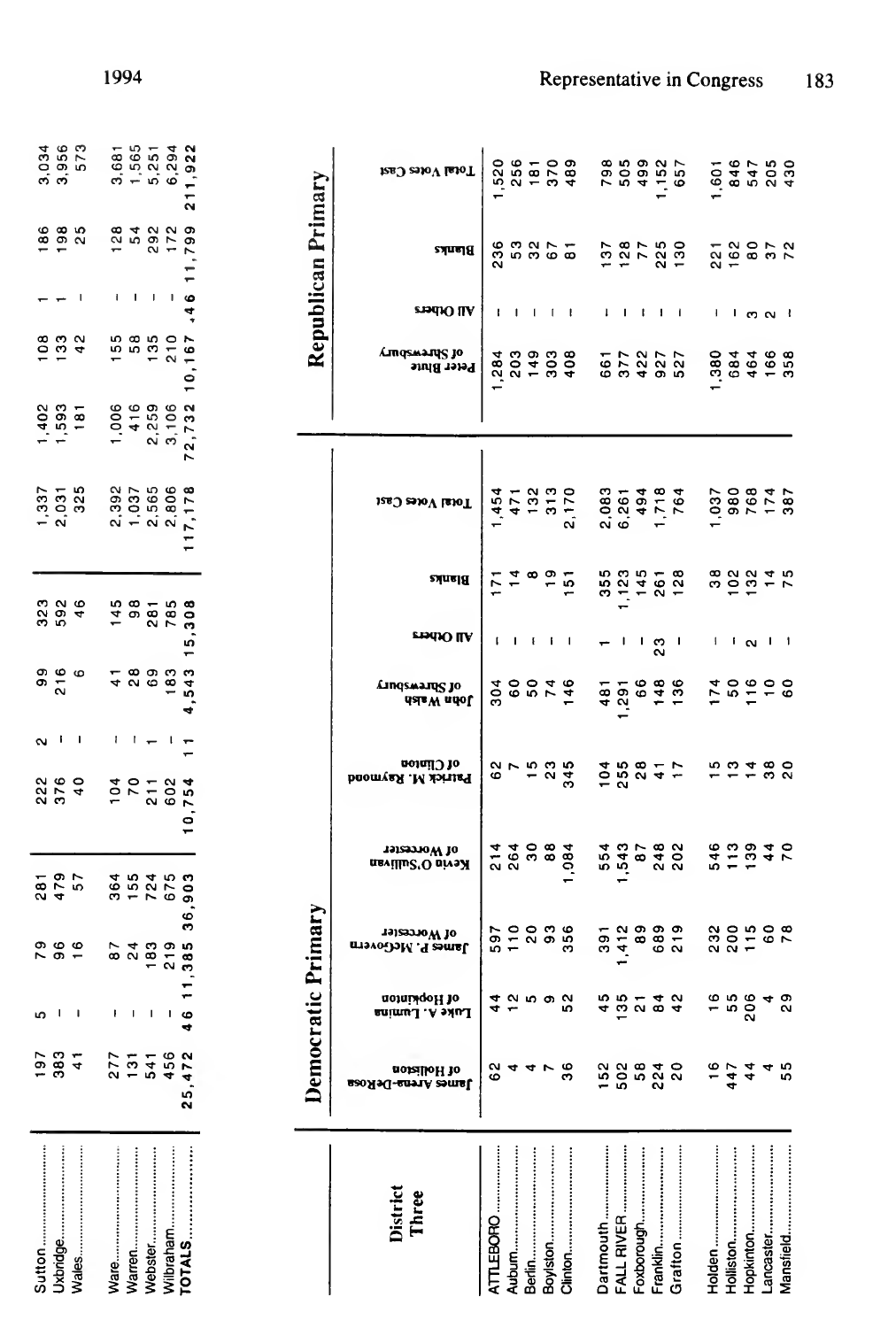| | | | | | | | | | | | | | | |
|---|---|---|---|---|---|---|---|---|---|---|---|---|---|---|
| Sutton | 197 | 5 | 79 | 281 | 222 | 2 | 99 | 323 | 1,337 | 1,402 | 108 | 1 | 186 | 3,034 |
| Uxbridge | 383 | – | 96 | 479 | 376 | – | 216 | 592 | 2,031 | 1,593 | 133 | 1 | 198 | 3,956 |
| Wales | 41 | – | 16 | 57 | 40 | – | 6 | 46 | 325 | 181 | 42 | – | 25 | 573 |
| Ware | 277 | – | 87 | 364 | 104 | – | 41 | 145 | 2,392 | 1,006 | 155 | – | 128 | 3,681 |
| Warren | 131 | – | 24 | 155 | 70 | – | 28 | 98 | 1,037 | 416 | 58 | – | 54 | 1,565 |
| Webster | 541 | – | 183 | 724 | 211 | 1 | 69 | 281 | 2,565 | 2,259 | 135 | – | 292 | 5,251 |
| Wilbraham | 456 | – | 219 | 675 | 602 | – | 183 | 785 | 2,806 | 3,106 | 210 | – | 172 | 6,294 |
| **TOTALS** | 25,472 | 46 | 11,385 | 36,903 | 10,754 | 11 | 4,543 | 15,308 | 117,178 | 72,732 | 10,167 | 46 | 11,799 | 211,922 |

| District Three | Democratic Primary | | | | | | | | | Republican Primary | | | |
|---|---|---|---|---|---|---|---|---|---|---|---|---|---|
| | James Arena-DeRosa of Holliston | Luke A. Lumina of Hopkinton | James P. McGovern of Worcester | Kevin O'Sullivan of Worcester | Patrick M. Raymond of Clinton | John Walsh of Shrewsbury | All Others | Blanks | Total Votes Cast | Peter Blute of Shrewsbury | All Others | Blanks | Total Votes Cast |
| ATTLEBORO | 62 | 44 | 597 | 214 | 62 | 304 | – | 171 | 1,454 | 1,284 | – | 236 | 1,520 |
| Auburn | 4 | 12 | 110 | 264 | 7 | 60 | – | 14 | 471 | 203 | – | 53 | 256 |
| Berlin | 4 | 5 | 20 | 30 | 15 | 50 | – | 8 | 132 | 149 | – | 32 | 181 |
| Boylston | 7 | 9 | 93 | 88 | 23 | 74 | – | 19 | 313 | 303 | – | 67 | 370 |
| Clinton | 36 | 52 | 356 | 1,084 | 345 | 146 | – | 151 | 2,170 | 408 | – | 81 | 489 |
| Dartmouth | 152 | 45 | 391 | 554 | 104 | 481 | 1 | 355 | 2,083 | 661 | – | 137 | 798 |
| FALL RIVER | 502 | 135 | 1,412 | 1,543 | 255 | 1,291 | – | 1,123 | 6,261 | 377 | – | 128 | 505 |
| Foxborough | 58 | 21 | 89 | 87 | 28 | 66 | – | 145 | 494 | 422 | – | 77 | 499 |
| Franklin | 224 | 84 | 689 | 248 | 41 | 148 | 23 | 261 | 1,718 | 927 | – | 225 | 1,152 |
| Grafton | 20 | 42 | 219 | 202 | 17 | 136 | – | 128 | 764 | 527 | – | 130 | 657 |
| Holden | 16 | 16 | 232 | 546 | 15 | 174 | – | 38 | 1,037 | 1,380 | – | 221 | 1,601 |
| Holliston | 447 | 55 | 200 | 113 | 13 | 50 | – | 102 | 980 | 684 | – | 162 | 846 |
| Hopkinton | 44 | 206 | 115 | 139 | 14 | 116 | 2 | 132 | 768 | 464 | 3 | 80 | 547 |
| Lancaster | 4 | 4 | 60 | 44 | 38 | 10 | – | 14 | 174 | 166 | 2 | 37 | 205 |
| Mansfield | 55 | 29 | 78 | 70 | 20 | 60 | – | 75 | 387 | 358 | – | 72 | 430 |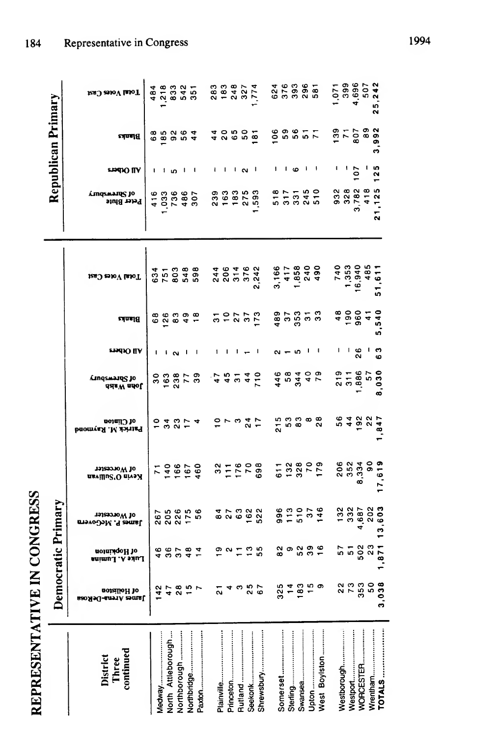# REPRESENTATIVE IN CONGRESS

| District Three continued | Democratic Primary | | | | | | | | | Republican Primary | | | |
|---|---|---|---|---|---|---|---|---|---|---|---|---|---|
| | James Arena-DeRosa of Holliston | Luke A. Lumina of Hopkinton | James P. McGovern of Worcester | Kevin O'Sullivan of Worcester | Patrick M. Raymond of Clinton | John Walsh of Shrewsbury | All Others | Blanks | Total Votes Cast | Peter Blute of Shrewsbury | All Others | Blanks | Total Votes Cast |
| Medway | 142 | 46 | 267 | 71 | 10 | 30 | - | 68 | 634 | 416 | - | 68 | 484 |
| North Attleborough | 47 | 36 | 205 | 140 | 34 | 163 | - | 126 | 751 | 1,033 | - | 185 | 1,218 |
| Northborough | 28 | 37 | 226 | 166 | 23 | 238 | 2 | 83 | 803 | 736 | 5 | 92 | 833 |
| Northbridge | 15 | 48 | 175 | 167 | 17 | 77 | - | 49 | 548 | 486 | - | 56 | 542 |
| Paxton | 7 | 14 | 56 | 460 | 4 | 39 | - | 18 | 598 | 307 | - | 44 | 351 |
| Plainville | 21 | 19 | 84 | 32 | 10 | 47 | - | 31 | 244 | 239 | - | 44 | 283 |
| Princeton | 4 | 2 | 27 | 111 | 7 | 45 | - | 10 | 206 | 163 | - | 20 | 183 |
| Rutland | 3 | 11 | 63 | 176 | 3 | 31 | - | 27 | 314 | 183 | - | 65 | 248 |
| Seekonk | 25 | 13 | 162 | 70 | 24 | 44 | 1 | 37 | 376 | 275 | 2 | 50 | 327 |
| Shrewsbury | 67 | 55 | 522 | 698 | 17 | 710 | - | 173 | 2,242 | 1,593 | - | 181 | 1,774 |
| Somerset | 325 | 82 | 996 | 611 | 215 | 446 | 2 | 489 | 3,166 | 518 | - | 106 | 624 |
| Sterling | 14 | 9 | 113 | 132 | 53 | 58 | 1 | 37 | 417 | 317 | - | 59 | 376 |
| Swansea | 183 | 52 | 510 | 328 | 83 | 344 | 5 | 353 | 1,858 | 331 | 6 | 56 | 393 |
| Upton | 15 | 39 | 37 | 70 | 8 | 40 | - | 31 | 240 | 245 | - | 51 | 296 |
| West Boylston | 9 | 16 | 146 | 179 | 28 | 79 | - | 33 | 490 | 510 | - | 71 | 581 |
| Westborough | 22 | 57 | 132 | 206 | 56 | 219 | - | 48 | 740 | 932 | - | 139 | 1,071 |
| Westport | 73 | 51 | 332 | 352 | 44 | 311 | - | 190 | 1,353 | 328 | - | 71 | 399 |
| WORCESTER | 353 | 502 | 4,687 | 8,334 | 192 | 1,886 | 26 | 960 | 16,940 | 3,782 | 107 | 807 | 4,696 |
| Wrentham | 50 | 23 | 202 | 90 | 22 | 57 | - | 41 | 485 | 418 | - | 89 | 507 |
| TOTALS | 3,038 | 1,871 | 13,603 | 17,619 | 1,847 | 8,030 | 63 | 5,540 | 51,611 | 21,125 | 125 | 3,992 | 25,242 |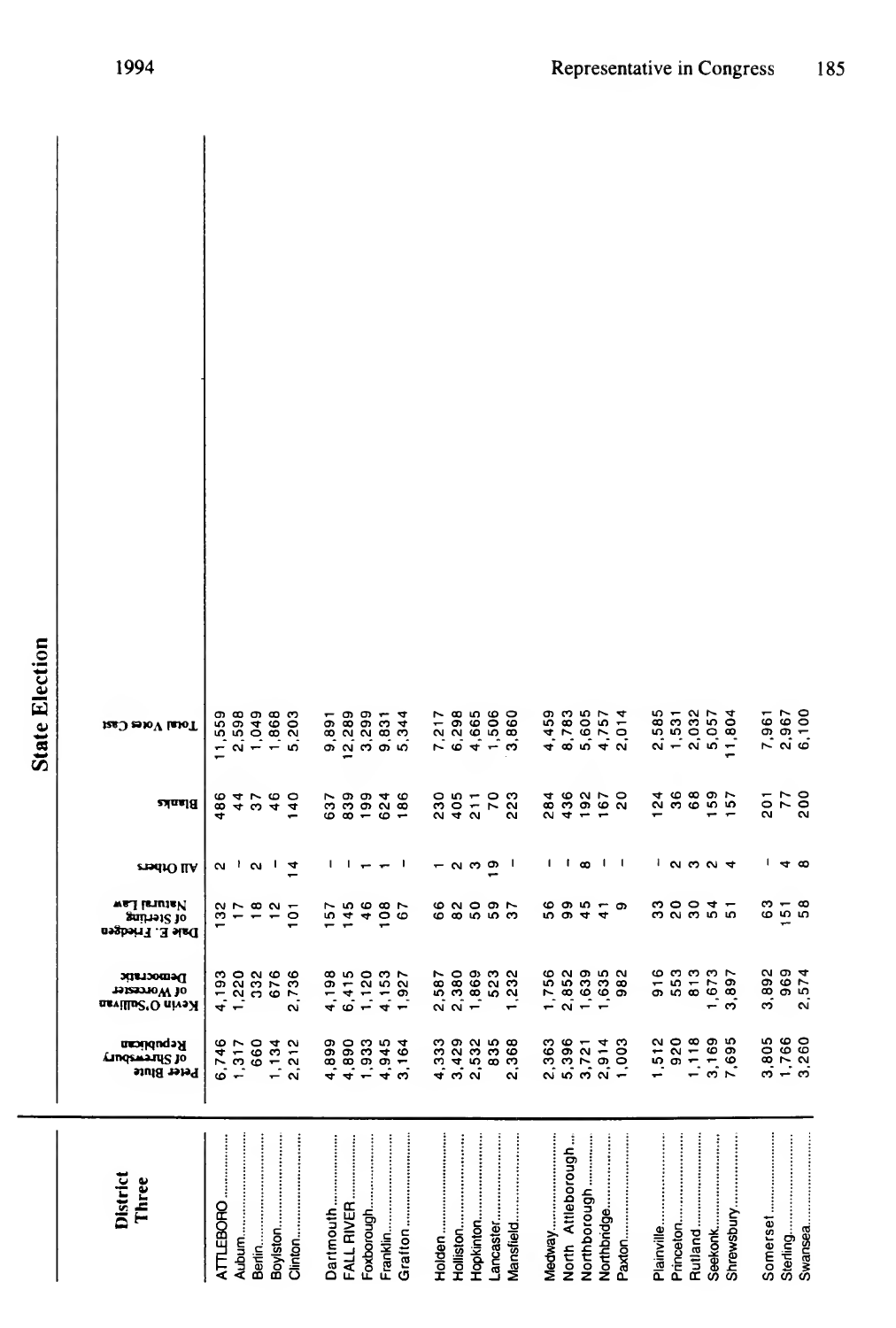# State Election

## District Three

| District Three | Peter Blute of Shrewsbury Republican | Kevin O'Sullivan of Worcester Democratic | Dale E. Friedgen of Sterling Natural Law | All Others | Blanks | Total Votes Cast |
|---|---|---|---|---|---|---|
| ATTLEBORO | 6,746 | 4,193 | 132 | 2 | 486 | 11,559 |
| Auburn | 1,317 | 1,220 | 17 | - | 44 | 2,598 |
| Berlin | 660 | 332 | 18 | 2 | 37 | 1,049 |
| Boylston | 1,134 | 676 | 12 | - | 46 | 1,868 |
| Clinton | 2,212 | 2,736 | 101 | 14 | 140 | 5,203 |
| Dartmouth | 4,899 | 4,198 | 157 | - | 637 | 9,891 |
| FALL RIVER | 4,890 | 6,415 | 145 | - | 839 | 12,289 |
| Foxborough | 1,933 | 1,120 | 46 | 1 | 199 | 3,299 |
| Franklin | 4,945 | 4,153 | 108 | 1 | 624 | 9,831 |
| Grafton | 3,164 | 1,927 | 67 | - | 186 | 5,344 |
| Holden | 4,333 | 2,587 | 66 | 1 | 230 | 7,217 |
| Holliston | 3,429 | 2,380 | 82 | 2 | 405 | 6,298 |
| Hopkinton | 2,532 | 1,869 | 50 | 3 | 211 | 4,665 |
| Lancaster | 835 | 523 | 59 | 19 | 70 | 1,506 |
| Mansfield | 2,368 | 1,232 | 37 | - | 223 | 3,860 |
| Medway | 2,363 | 1,756 | 56 | - | 284 | 4,459 |
| North Attleborough | 5,396 | 2,852 | 99 | - | 436 | 8,783 |
| Northborough | 3,721 | 1,639 | 45 | 8 | 192 | 5,605 |
| Northbridge | 2,914 | 1,635 | 41 | - | 167 | 4,757 |
| Paxton | 1,003 | 982 | 9 | - | 20 | 2,014 |
| Plainville | 1,512 | 916 | 33 | - | 124 | 2,585 |
| Princeton | 920 | 553 | 20 | 2 | 36 | 1,531 |
| Rutland | 1,118 | 813 | 30 | 3 | 68 | 2,032 |
| Seekonk | 3,169 | 1,673 | 54 | 2 | 159 | 5,057 |
| Shrewsbury | 7,695 | 3,897 | 51 | 4 | 157 | 11,804 |
| Somerset | 3,805 | 3,892 | 63 | - | 201 | 7,961 |
| Sterling | 1,766 | 969 | 151 | 4 | 77 | 2,967 |
| Swansea | 3,260 | 2,574 | 58 | 8 | 200 | 6,100 |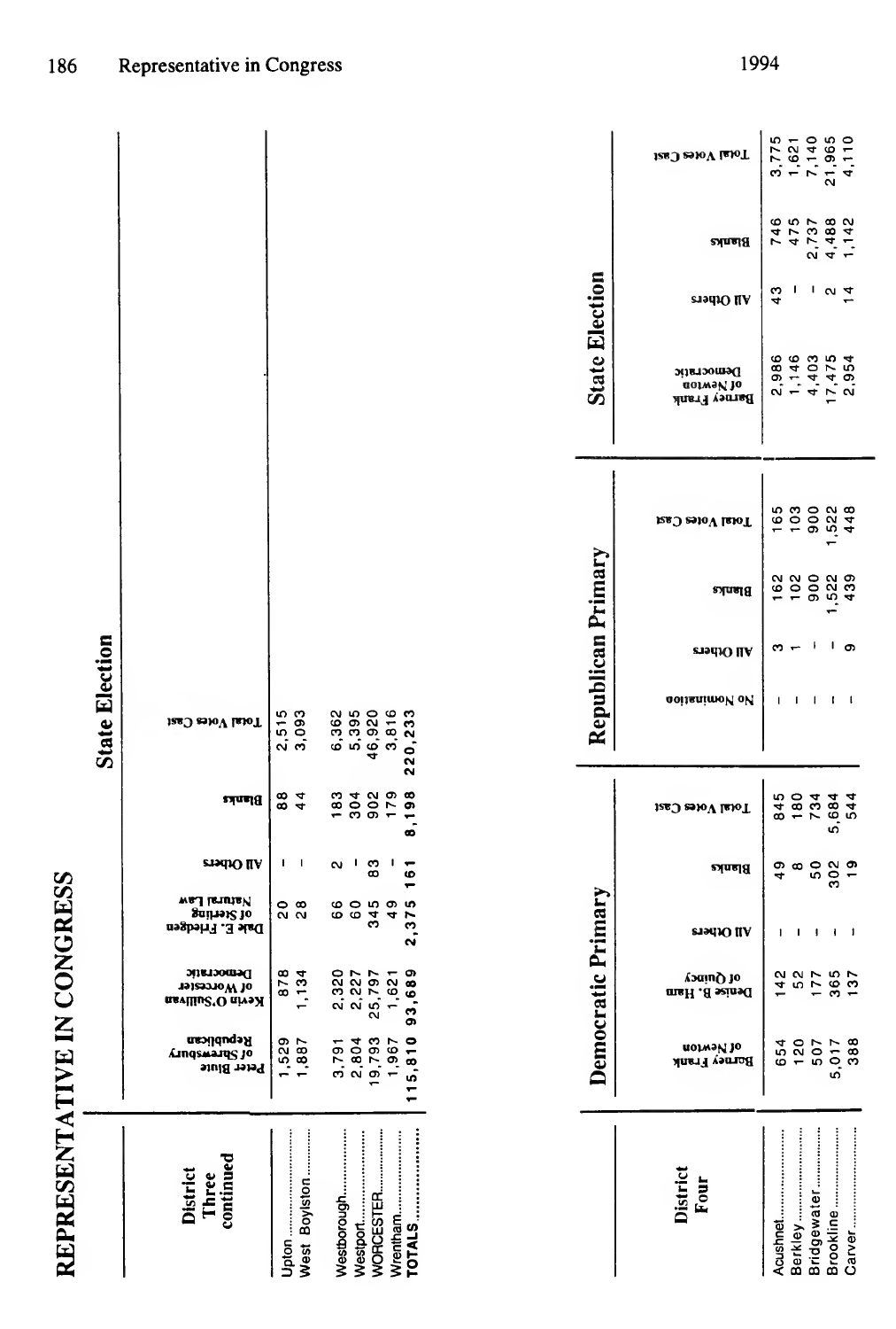# REPRESENTATIVE IN CONGRESS

## State Election

| District Three continued | Peter Blute of Shrewsbury Republican | Kevin O'Sullivan of Worcester Democratic | Dale E. Friedgen of Sterling Natural Law | All Others | Blanks | Total Votes Cast |
|---|---|---|---|---|---|---|
| Upton | 1,529 | 878 | 20 | - | 88 | 2,515 |
| West Boylston | 1,887 | 1,134 | 28 | - | 44 | 3,093 |
| Westborough | 3,791 | 2,320 | 66 | 2 | 183 | 6,362 |
| Westport | 2,804 | 2,227 | 60 | - | 304 | 5,395 |
| WORCESTER | 19,793 | 25,797 | 345 | 83 | 902 | 46,920 |
| Wrentham | 1,967 | 1,621 | 49 | - | 179 | 3,816 |
| TOTALS | 115,810 | 93,689 | 2,375 | 161 | 8,198 | 220,233 |

| District Four | Democratic Primary | | | | | Republican Primary | | | | State Election | | | |
|---|---|---|---|---|---|---|---|---|---|---|---|---|---|
| | Barney Frank of Newton | Denise B. Ham of Quincy | All Others | Blanks | Total Votes Cast | No Nomination | All Others | Blanks | Total Votes Cast | Barney Frank of Newton Democratic | All Others | Blanks | Total Votes Cast |
| Acushnet | 654 | 142 | - | 49 | 845 | - | 3 | 162 | 165 | 2,986 | 43 | 746 | 3,775 |
| Berkley | 120 | 52 | - | 8 | 180 | - | 1 | 102 | 103 | 1,146 | - | 475 | 1,621 |
| Bridgewater | 507 | 177 | - | 50 | 734 | - | - | 900 | 900 | 4,403 | - | 2,737 | 7,140 |
| Brookline | 5,017 | 365 | - | 302 | 5,684 | - | - | 1,522 | 1,522 | 17,475 | 2 | 4,488 | 21,965 |
| Carver | 388 | 137 | - | 19 | 544 | - | 9 | 439 | 448 | 2,954 | 14 | 1,142 | 4,110 |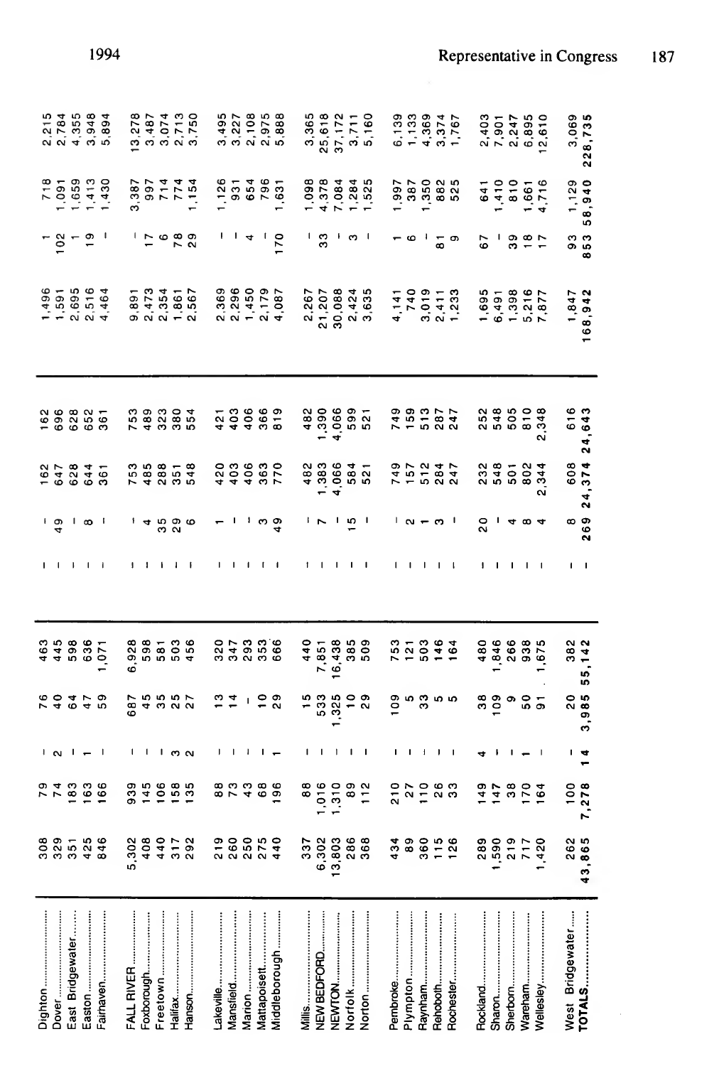| | | | | | | | | | | | | | |
|---|---|---|---|---|---|---|---|---|---|---|---|---|---|
| Dighton | 308 | 79 | - | 76 | 463 | - | - | 162 | 162 | 1,496 | 1 | 718 | 2,215 |
| Dover | 329 | 74 | 2 | 40 | 445 | - | 49 | 647 | 696 | 1,591 | 102 | 1,091 | 2,784 |
| East Bridgewater | 351 | 183 | - | 64 | 598 | - | - | 628 | 628 | 2,695 | 1 | 1,659 | 4,355 |
| Easton | 425 | 163 | 1 | 47 | 636 | - | 8 | 644 | 652 | 2,516 | 19 | 1,413 | 3,948 |
| Fairhaven | 846 | 166 | - | 59 | 1,071 | - | - | 361 | 361 | 4,464 | - | 1,430 | 5,894 |
| FALL RIVER | 5,302 | 939 | - | 687 | 6,928 | - | - | 753 | 753 | 9,891 | - | 3,387 | 13,278 |
| Foxborough | 408 | 145 | - | 45 | 598 | - | 4 | 485 | 489 | 2,473 | 17 | 997 | 3,487 |
| Freetown | 440 | 106 | - | 35 | 581 | - | 35 | 288 | 323 | 2,354 | 6 | 714 | 3,074 |
| Halifax | 317 | 158 | 3 | 25 | 503 | - | 29 | 351 | 380 | 1,861 | 78 | 774 | 2,713 |
| Hanson | 292 | 135 | 2 | 27 | 456 | - | 6 | 548 | 554 | 2,567 | 29 | 1,154 | 3,750 |
| Lakeville | 219 | 88 | - | 13 | 320 | - | 1 | 420 | 421 | 2,369 | - | 1,126 | 3,495 |
| Mansfield | 260 | 73 | - | 14 | 347 | - | - | 403 | 403 | 2,296 | - | 931 | 3,227 |
| Marion | 250 | 43 | - | - | 293 | - | - | 406 | 406 | 1,450 | 4 | 654 | 2,108 |
| Mattapoisett | 275 | 68 | - | 10 | 353 | - | 3 | 363 | 366 | 2,179 | - | 796 | 2,975 |
| Middleborough | 440 | 196 | 1 | 29 | 666 | - | 49 | 770 | 819 | 4,087 | 170 | 1,631 | 5,888 |
| Millis | 337 | 88 | - | 15 | 440 | - | - | 482 | 482 | 2,267 | - | 1,098 | 3,365 |
| NEW BEDFORD | 6,302 | 1,016 | - | 533 | 7,851 | - | 7 | 1,383 | 1,390 | 21,207 | 33 | 4,378 | 25,618 |
| NEWTON | 13,803 | 1,310 | - | 1,325 | 16,438 | - | - | 4,066 | 4,066 | 30,088 | - | 7,084 | 37,172 |
| Norfolk | 286 | 89 | - | 10 | 385 | - | 15 | 584 | 599 | 2,424 | 3 | 1,284 | 3,711 |
| Norton | 368 | 112 | - | 29 | 509 | - | - | 521 | 521 | 3,635 | - | 1,525 | 5,160 |
| Pembroke | 434 | 210 | - | 109 | 753 | - | - | 749 | 749 | 4,141 | 1 | 1,997 | 6,139 |
| Plympton | 89 | 27 | - | 5 | 121 | - | 2 | 157 | 159 | 740 | 6 | 387 | 1,133 |
| Raynham | 360 | 110 | - | 33 | 503 | - | 1 | 512 | 513 | 3,019 | - | 1,350 | 4,369 |
| Rehoboth | 115 | 26 | - | 5 | 146 | - | 3 | 284 | 287 | 2,411 | 81 | 882 | 3,374 |
| Rochester | 126 | 33 | - | 5 | 164 | - | - | 247 | 247 | 1,233 | 9 | 525 | 1,767 |
| Rockland | 289 | 149 | 4 | 38 | 480 | - | 20 | 232 | 252 | 1,695 | 67 | 641 | 2,403 |
| Sharon | 1,590 | 147 | - | 109 | 1,846 | - | - | 548 | 548 | 6,491 | - | 1,410 | 7,901 |
| Sherborn | 219 | 38 | - | 9 | 266 | - | 4 | 501 | 505 | 1,398 | 39 | 810 | 2,247 |
| Wareham | 717 | 170 | 1 | 50 | 938 | - | 8 | 802 | 810 | 5,216 | 18 | 1,661 | 6,895 |
| Wellesley | 1,420 | 164 | - | 91 | 1,675 | - | 4 | 2,344 | 2,348 | 7,877 | 17 | 4,716 | 12,610 |
| West Bridgewater | 262 | 100 | - | 20 | 382 | - | 8 | 608 | 616 | 1,847 | 93 | 1,129 | 3,069 |
| **TOTALS** | 43,865 | 7,278 | 14 | 3,985 | 55,142 | - | 269 | 24,374 | 24,643 | 168,942 | 853 | 58,940 | 228,735 |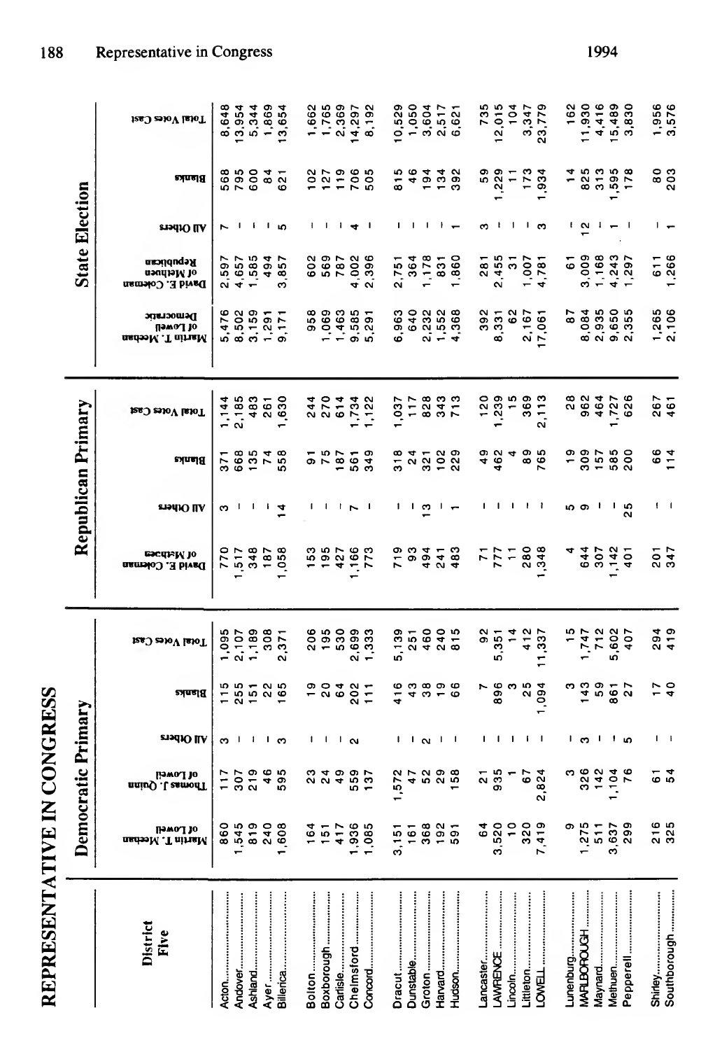# REPRESENTATIVE IN CONGRESS

| District Five | Democratic Primary | | | | | Republican Primary | | | | State Election | | | | |
|---|---|---|---|---|---|---|---|---|---|---|---|---|---|---|
| | Martin T. Meehan of Lowell | Thomas J. Quinn of Lowell | All Others | Blanks | Total Votes Cast | David E. Coleman of Methuen | All Others | Blanks | Total Votes Cast | Martin T. Meehan of Lowell Democratic | David E. Coleman of Methuen Republican | All Others | Blanks | Total Votes Cast |
| Acton | 860 | 117 | 3 | 115 | 1,095 | 770 | 3 | 371 | 1,144 | 5,476 | 2,597 | 7 | 568 | 8,648 |
| Andover | 1,545 | 307 | - | 255 | 2,107 | 1,517 | - | 668 | 2,185 | 8,502 | 4,657 | - | 795 | 13,954 |
| Ashland | 819 | 219 | - | 151 | 1,189 | 348 | - | 135 | 483 | 3,159 | 1,585 | - | 600 | 5,344 |
| Ayer | 240 | 46 | - | 22 | 308 | 187 | - | 74 | 261 | 1,291 | 494 | - | 84 | 1,869 |
| Billerica | 1,608 | 595 | 3 | 165 | 2,371 | 1,058 | 14 | 558 | 1,630 | 9,171 | 3,857 | 5 | 621 | 13,654 |
| Bolton | 164 | 23 | - | 19 | 206 | 153 | - | 91 | 244 | 958 | 602 | - | 102 | 1,662 |
| Boxborough | 151 | 24 | - | 20 | 195 | 195 | - | 75 | 270 | 1,069 | 569 | - | 127 | 1,765 |
| Carlisle | 417 | 49 | - | 64 | 530 | 427 | - | 187 | 614 | 1,463 | 787 | - | 119 | 2,369 |
| Chelmsford | 1,936 | 559 | 2 | 202 | 2,699 | 1,166 | 7 | 561 | 1,734 | 9,585 | 4,002 | 4 | 706 | 14,297 |
| Concord | 1,085 | 137 | | 111 | 1,333 | 773 | - | 349 | 1,122 | 5,291 | 2,396 | - | 505 | 8,192 |
| Dracut | 3,151 | 1,572 | - | 416 | 5,139 | 719 | - | 318 | 1,037 | 6,963 | 2,751 | - | 815 | 10,529 |
| Dunstable | 161 | 47 | - | 43 | 251 | 93 | - | 24 | 117 | 640 | 364 | - | 46 | 1,050 |
| Groton | 368 | 52 | 2 | 38 | 460 | 494 | 13 | 321 | 828 | 2,232 | 1,178 | - | 194 | 3,604 |
| Harvard | 192 | 29 | - | 19 | 240 | 241 | - | 102 | 343 | 1,552 | 831 | - | 134 | 2,517 |
| Hudson | 591 | 158 | - | 66 | 815 | 483 | 1 | 229 | 713 | 4,368 | 1,860 | 1 | 392 | 6,621 |
| Lancaster | 64 | 21 | - | 7 | 92 | 71 | - | 49 | 120 | 392 | 281 | 3 | 59 | 735 |
| LAWRENCE | 3,520 | 935 | - | 896 | 5,351 | 777 | - | 462 | 1,239 | 8,331 | 2,455 | - | 1,229 | 12,015 |
| Lincoln | 10 | 1 | - | 3 | 14 | 11 | - | 4 | 15 | 62 | 31 | - | 11 | 104 |
| Littleton | 320 | 67 | - | 25 | 412 | 280 | - | 89 | 369 | 2,167 | 1,007 | - | 173 | 3,347 |
| LOWELL | 7,419 | 2,824 | - | 1,094 | 11,337 | 1,348 | - | 765 | 2,113 | 17,061 | 4,781 | 3 | 1,934 | 23,779 |
| Lunenburg | 9 | 3 | - | 3 | 15 | 4 | 5 | 19 | 28 | 87 | 61 | - | 14 | 162 |
| MARLBOROUGH | 1,275 | 326 | 3 | 143 | 1,747 | 644 | 9 | 309 | 962 | 8,084 | 3,009 | 12 | 825 | 11,930 |
| Maynard | 511 | 142 | - | 59 | 712 | 307 | - | 157 | 464 | 2,935 | 1,168 | - | 313 | 4,416 |
| Methuen | 3,637 | 1,104 | - | 861 | 5,602 | 1,142 | - | 585 | 1,727 | 9,650 | 4,243 | 1 | 1,595 | 15,489 |
| Pepperell | 299 | 76 | 5 | 27 | 407 | 401 | 25 | 200 | 626 | 2,355 | 1,297 | - | 178 | 3,830 |
| Shirley | 216 | 61 | - | 17 | 294 | 201 | - | 66 | 267 | 1,265 | 611 | - | 80 | 1,956 |
| Southborough | 325 | 54 | - | 40 | 419 | 347 | - | 114 | 461 | 2,106 | 1,266 | 1 | 203 | 3,576 |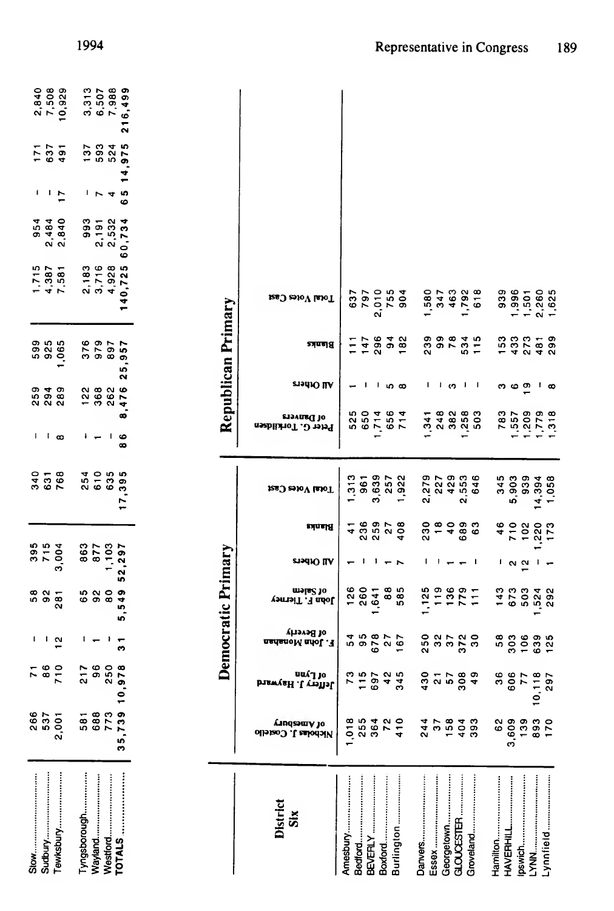| | | | | | | | | | | | | | |
|---|---|---|---|---|---|---|---|---|---|---|---|---|---|
| Stow | 266 | 71 | - | 58 | 395 | 340 | - | 259 | 599 | 1,715 | 954 | - | 171 | 2,840 |
| Sudbury | 537 | 86 | - | 92 | 715 | 631 | - | 294 | 925 | 4,387 | 2,484 | - | 637 | 7,508 |
| Tewksbury | 2,001 | 710 | 12 | 281 | 3,004 | 768 | 8 | 289 | 1,065 | 7,581 | 2,840 | 17 | 491 | 10,929 |
| Tyngsborough | 581 | 217 | - | 65 | 863 | 254 | - | 122 | 376 | 2,183 | 993 | - | 137 | 3,313 |
| Wayland | 688 | 96 | 1 | 92 | 877 | 610 | 1 | 368 | 979 | 3,716 | 2,191 | 7 | 593 | 6,507 |
| Westford | 773 | 250 | - | 80 | 1,103 | 635 | - | 262 | 897 | 4,928 | 2,532 | 4 | 524 | 7,988 |
| **TOTALS** | 35,739 | 10,978 | 31 | 5,549 | 52,297 | 17,395 | 86 | 8,476 | 25,957 | 140,725 | 60,734 | 65 | 14,975 | 216,499 |

| District Six | Democratic Primary | | | | | | | Republican Primary | | | |
|---|---|---|---|---|---|---|---|---|---|---|---|
| | Nicholas J. Costello of Amesbury | Jeffery J. Hayward of Lynn | F. John Monahan of Beverly | John F. Tierney of Salem | All Others | Blanks | Total Votes Cast | Peter G. Torkildsen of Danvers | All Others | Blanks | Total Votes Cast |
| Amesbury | 1,018 | 73 | 54 | 126 | 1 | 41 | 1,313 | 525 | 1 | 111 | 637 |
| Bedford | 255 | 115 | 95 | 260 | - | 236 | 961 | 650 | - | 147 | 797 |
| BEVERLY | 364 | 697 | 678 | 1,641 | - | 259 | 3,639 | 1,714 | - | 296 | 2,010 |
| Boxford | 72 | 42 | 27 | 88 | 1 | 27 | 257 | 656 | 5 | 94 | 755 |
| Burlington | 410 | 345 | 167 | 585 | 7 | 408 | 1,922 | 714 | 8 | 182 | 904 |
| Danvers | 244 | 430 | 250 | 1,125 | - | 230 | 2,279 | 1,341 | - | 239 | 1,580 |
| Essex | 37 | 21 | 32 | 119 | - | 18 | 227 | 248 | - | 99 | 347 |
| Georgetown | 158 | 57 | 37 | 136 | 1 | 40 | 429 | 382 | 3 | 78 | 463 |
| GLOUCESTER | 404 | 308 | 372 | 779 | 1 | 689 | 2,553 | 1,258 | - | 534 | 1,792 |
| Groveland | 393 | 49 | 30 | 111 | - | 63 | 646 | 503 | - | 115 | 618 |
| Hamilton | 62 | 36 | 58 | 143 | - | 46 | 345 | 783 | 3 | 153 | 939 |
| HAVERHILL | 3,609 | 606 | 303 | 673 | 2 | 710 | 5,903 | 1,557 | 6 | 433 | 1,996 |
| Ipswich | 139 | 77 | 106 | 503 | 12 | 102 | 939 | 1,209 | 19 | 273 | 1,501 |
| LYNN | 893 | 10,118 | 639 | 1,524 | - | 1,220 | 14,394 | 1,779 | - | 481 | 2,260 |
| Lynnfield | 170 | 297 | 125 | 292 | 1 | 173 | 1,058 | 1,318 | 8 | 299 | 1,625 |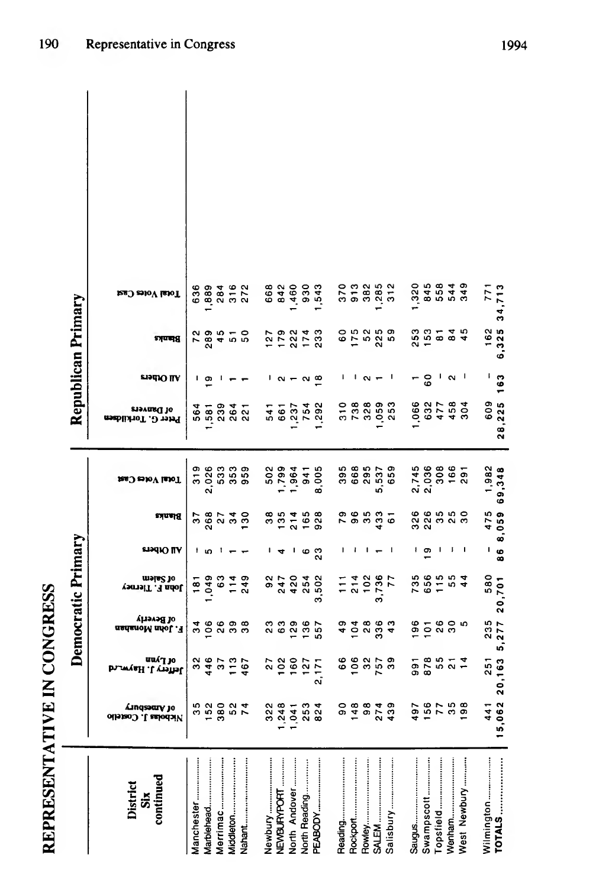# REPRESENTATIVE IN CONGRESS

| District Six continued | Democratic Primary | | | | | | | Republican Primary | | | |
|---|---|---|---|---|---|---|---|---|---|---|---|
| | Nicholas J. Costello of Amesbury | Jeffery J. Hayward of Lynn | F. John Monahan of Beverly | John F. Tierney of Salem | All Others | Blanks | Total Votes Cast | Peter G. Torkildsen of Danvers | All Others | Blanks | Total Votes Cast |
| Manchester | 35 | 32 | 34 | 181 | - | 37 | 319 | 564 | - | 72 | 636 |
| Marblehead | 152 | 446 | 106 | 1,049 | 5 | 268 | 2,026 | 1,581 | 19 | 289 | 1,889 |
| Merrimac | 380 | 37 | 26 | 63 | - | 27 | 533 | 239 | - | 45 | 284 |
| Middleton | 52 | 113 | 39 | 114 | 1 | 34 | 353 | 264 | 1 | 51 | 316 |
| Nahant | 74 | 467 | 38 | 249 | 1 | 130 | 959 | 221 | 1 | 50 | 272 |
| Newbury | 322 | 27 | 23 | 92 | - | 38 | 502 | 541 | - | 127 | 668 |
| NEWBURYPORT | 1,248 | 102 | 63 | 247 | 4 | 135 | 1,799 | 661 | 2 | 179 | 842 |
| North Andover | 1,041 | 160 | 129 | 420 | - | 214 | 1,964 | 1,237 | 1 | 222 | 1,460 |
| North Reading | 253 | 127 | 136 | 254 | 6 | 165 | 941 | 754 | 2 | 174 | 930 |
| PEABODY | 824 | 2,171 | 557 | 3,502 | 23 | 928 | 8,005 | 1,292 | 18 | 233 | 1,543 |
| Reading | 90 | 66 | 49 | 111 | - | 79 | 395 | 310 | - | 60 | 370 |
| Rockport | 148 | 106 | 104 | 214 | - | 96 | 668 | 738 | - | 175 | 913 |
| Rowley | 98 | 32 | 28 | 102 | - | 35 | 295 | 328 | 2 | 52 | 382 |
| SALEM | 274 | 757 | 336 | 3,736 | 1 | 433 | 5,537 | 1,059 | 1 | 225 | 1,285 |
| Salisbury | 439 | 39 | 43 | 77 | - | 61 | 659 | 253 | - | 59 | 312 |
| Saugus | 497 | 991 | 196 | 735 | - | 326 | 2,745 | 1,066 | 1 | 253 | 1,320 |
| Swampscott | 156 | 878 | 101 | 656 | 19 | 226 | 2,036 | 632 | 60 | 153 | 845 |
| Topsfield | 77 | 55 | 26 | 115 | - | 35 | 308 | 477 | - | 81 | 558 |
| Wenham | 35 | 21 | 30 | 55 | - | 25 | 166 | 458 | 2 | 84 | 544 |
| West Newbury | 198 | 14 | 5 | 44 | - | 30 | 291 | 304 | - | 45 | 349 |
| Wilmington | 441 | 251 | 235 | 580 | - | 475 | 1,982 | 609 | - | 162 | 771 |
| **TOTALS** | 15,062 | 20,163 | 5,277 | 20,701 | 86 | 8,059 | 69,348 | 28,225 | 163 | 6,325 | 34,713 |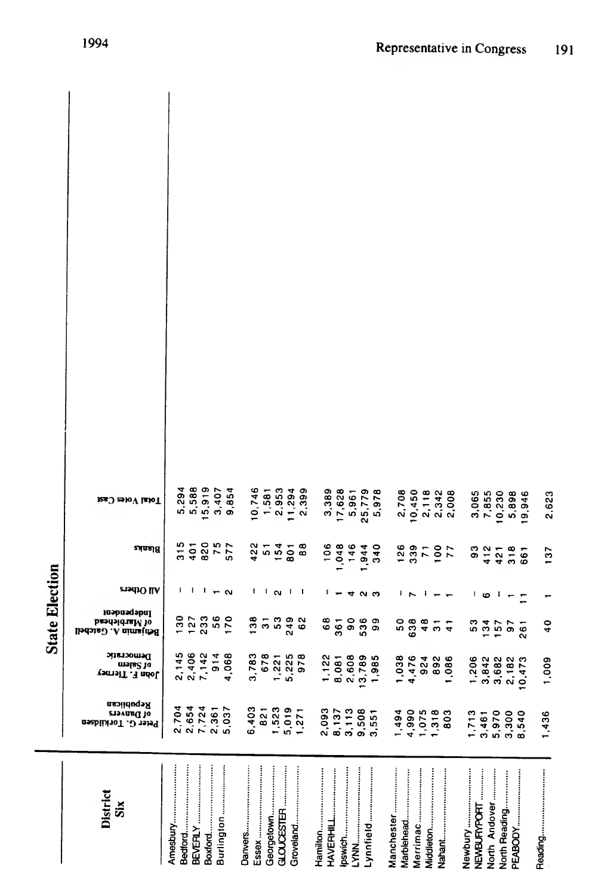# State Election

## Representative in Congress

| District Six | Peter G. Torkildsen of Danvers Republican | John F. Tierney of Salem Democratic | Benjamin A. Gatchell of Marblehead Independent | All Others | Blanks | Total Votes Cast |
|---|---|---|---|---|---|---|
| Amesbury | 2,704 | 2,145 | 130 | - | 315 | 5,294 |
| Bedford | 2,654 | 2,406 | 127 | - | 401 | 5,588 |
| BEVERLY | 7,724 | 7,142 | 233 | - | 820 | 15,919 |
| Boxford | 2,361 | 914 | 56 | 1 | 75 | 3,407 |
| Burlington | 5,037 | 4,068 | 170 | 2 | 577 | 9,854 |
| Danvers | 6,403 | 3,783 | 138 | - | 422 | 10,746 |
| Essex | 821 | 678 | 31 | - | 51 | 1,581 |
| Georgetown | 1,523 | 1,221 | 53 | 2 | 154 | 2,953 |
| GLOUCESTER | 5,019 | 5,225 | 249 | - | 801 | 11,294 |
| Groveland | 1,271 | 978 | 62 | - | 88 | 2,399 |
| Hamilton | 2,093 | 1,122 | 68 | - | 106 | 3,389 |
| HAVERHILL | 8,137 | 8,081 | 361 | 1 | 1,048 | 17,628 |
| Ipswich | 3,113 | 2,608 | 90 | 4 | 146 | 5,961 |
| LYNN | 9,508 | 13,789 | 536 | 2 | 1,944 | 25,779 |
| Lynnfield | 3,551 | 1,985 | 99 | 3 | 340 | 5,978 |
| Manchester | 1,494 | 1,038 | 50 | - | 126 | 2,708 |
| Marblehead | 4,990 | 4,476 | 638 | 7 | 339 | 10,450 |
| Merrimac | 1,075 | 924 | 48 | - | 71 | 2,118 |
| Middleton | 1,318 | 892 | 31 | 1 | 100 | 2,342 |
| Nahant | 803 | 1,086 | 41 | 1 | 77 | 2,008 |
| Newbury | 1,713 | 1,206 | 53 | - | 93 | 3,065 |
| NEWBURYPORT | 3,461 | 3,842 | 134 | 6 | 412 | 7,855 |
| North Andover | 5,970 | 3,682 | 157 | - | 421 | 10,230 |
| North Reading | 3,300 | 2,182 | 97 | 1 | 318 | 5,898 |
| PEABODY | 8,540 | 10,473 | 261 | 11 | 661 | 19,946 |
| Reading | 1,436 | 1,009 | 40 | 1 | 137 | 2,623 |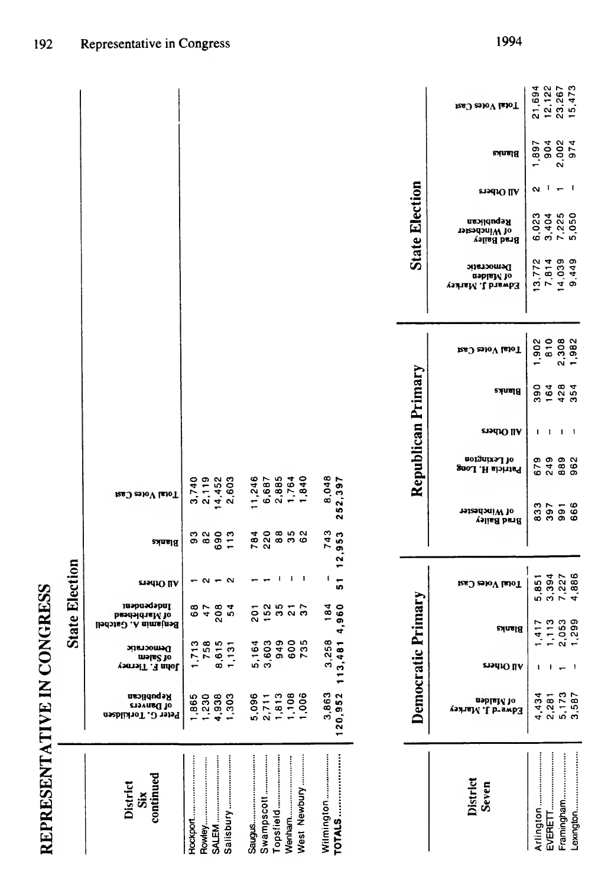# REPRESENTATIVE IN CONGRESS

## State Election

| District Six continued | Peter G. Torkildsen of Danvers Republican | John F. Tierney of Salem Democratic | Benjamin A. Gatchell of Marblehead Independent | All Others | Blanks | Total Votes Cast |
|---|---|---|---|---|---|---|
| Rockport | 1,865 | 1,713 | 68 | 1 | 93 | 3,740 |
| Rowley | 1,230 | 758 | 47 | 2 | 82 | 2,119 |
| SALEM | 4,938 | 8,615 | 208 | 1 | 690 | 14,452 |
| Salisbury | 1,303 | 1,131 | 54 | 2 | 113 | 2,603 |
| Saugus | 5,096 | 5,164 | 201 | 1 | 784 | 11,246 |
| Swampscott | 2,711 | 3,603 | 152 | 1 | 220 | 6,687 |
| Topsfield | 1,813 | 949 | 35 | - | 88 | 2,885 |
| Wenham | 1,108 | 600 | 21 | - | 35 | 1,764 |
| West Newbury | 1,006 | 735 | 37 | - | 62 | 1,840 |
| Wilmington | 3,863 | 3,258 | 184 | - | 743 | 8,048 |
| TOTALS | 120,952 | 113,481 | 4,960 | 51 | 12,953 | 252,397 |

| District Seven | Democratic Primary | | | | Republican Primary | | | | | State Election | | | | |
|---|---|---|---|---|---|---|---|---|---|---|---|---|---|---|
| | Edward J. Markey of Malden | All Others | Blanks | Total Votes Cast | Brad Bailey of Winchester | Patricia H. Long of Lexington | All Others | Blanks | Total Votes Cast | Edward J. Markey of Malden Democratic | Brad Bailey of Winchester Republican | All Others | Blanks | Total Votes Cast |
| Arlington | 4,434 | - | 1,417 | 5,851 | 833 | 679 | - | 390 | 1,902 | 13,772 | 6,023 | 2 | 1,897 | 21,694 |
| EVERETT | 2,281 | - | 1,113 | 3,394 | 397 | 249 | - | 164 | 810 | 7,814 | 3,404 | - | 904 | 12,122 |
| Framingham | 5,173 | 1 | 2,053 | 7,227 | 991 | 889 | - | 428 | 2,308 | 14,039 | 7,225 | 1 | 2,002 | 23,267 |
| Lexington | 3,587 | - | 1,299 | 4,886 | 666 | 962 | - | 354 | 1,982 | 9,449 | 5,050 | - | 974 | 15,473 |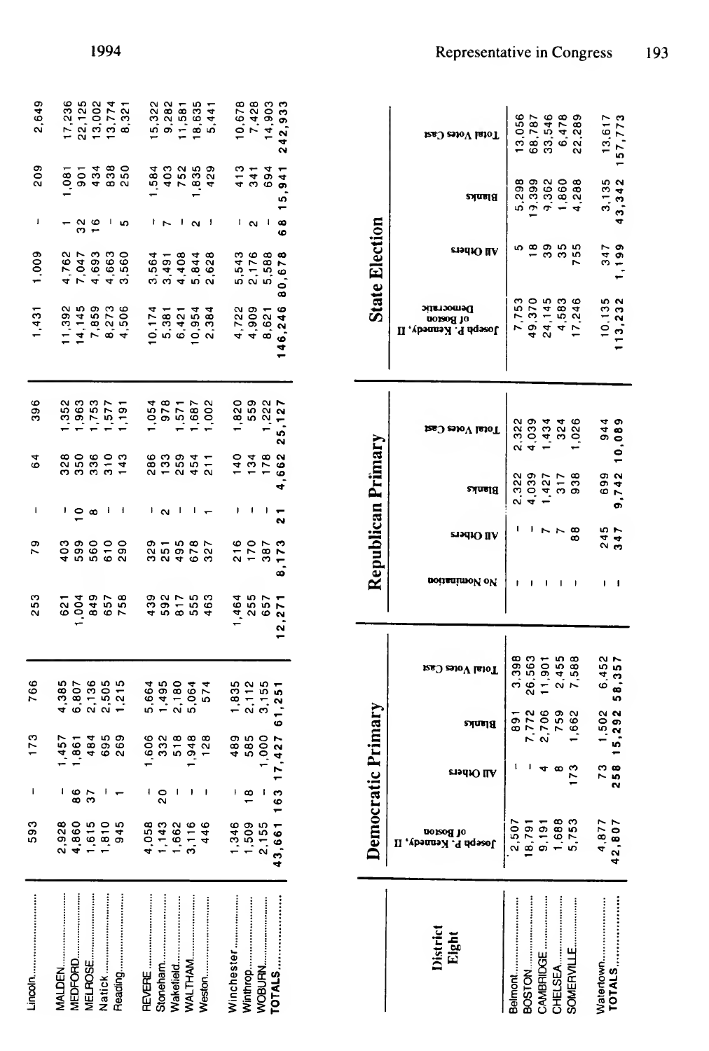| | | | | | | | | | | | | | | |
|---|---|---|---|---|---|---|---|---|---|---|---|---|---|---|
| Lincoln | 593 | - | 173 | 766 | 253 | 79 | - | 64 | 396 | 1,431 | 1,009 | - | 209 | 2,649 |
| MALDEN | 2,928 | - | 1,457 | 4,385 | 621 | 403 | - | 328 | 1,352 | 11,392 | 4,762 | 1 | 1,081 | 17,236 |
| MEDFORD | 4,860 | 86 | 1,861 | 6,807 | 1,004 | 599 | 10 | 350 | 1,963 | 14,145 | 7,047 | 32 | 901 | 22,125 |
| MELROSE | 1,615 | 37 | 484 | 2,136 | 849 | 560 | 8 | 336 | 1,753 | 7,859 | 4,693 | 16 | 434 | 13,002 |
| Natick | 1,810 | - | 695 | 2,505 | 657 | 610 | - | 310 | 1,577 | 8,273 | 4,663 | - | 838 | 13,774 |
| Reading | 945 | 1 | 269 | 1,215 | 758 | 290 | - | 143 | 1,191 | 4,506 | 3,560 | 5 | 250 | 8,321 |
| REVERE | 4,058 | - | 1,606 | 5,664 | 439 | 329 | - | 286 | 1,054 | 10,174 | 3,564 | - | 1,584 | 15,322 |
| Stoneham | 1,143 | 20 | 332 | 1,495 | 592 | 251 | 2 | 133 | 978 | 5,381 | 3,491 | 7 | 403 | 9,282 |
| Wakefield | 1,662 | - | 518 | 2,180 | 817 | 495 | - | 259 | 1,571 | 6,421 | 4,408 | - | 752 | 11,581 |
| WALTHAM | 3,116 | - | 1,948 | 5,064 | 555 | 678 | - | 454 | 1,687 | 10,954 | 5,844 | 2 | 1,835 | 18,635 |
| Weston | 446 | - | 128 | 574 | 463 | 327 | 1 | 211 | 1,002 | 2,384 | 2,628 | - | 429 | 5,441 |
| Winchester | 1,346 | - | 489 | 1,835 | 1,464 | 216 | - | 140 | 1,820 | 4,722 | 5,543 | - | 413 | 10,678 |
| Winthrop | 1,509 | 18 | 585 | 2,112 | 255 | 170 | - | 134 | 559 | 4,909 | 2,176 | 2 | 341 | 7,428 |
| WOBURN | 2,155 | - | 1,000 | 3,155 | 657 | 387 | - | 178 | 1,222 | 8,621 | 5,588 | - | 694 | 14,903 |
| **TOTALS** | 43,661 | 163 | 17,427 | 61,251 | 12,271 | 8,173 | 21 | 4,662 | 25,127 | 146,246 | 80,678 | 68 | 15,941 | 242,933 |

| District Eight | Democratic Primary | | | | Republican Primary | | | | State Election | | | |
|---|---|---|---|---|---|---|---|---|---|---|---|---|
| | Joseph P. Kennedy, II of Boston | All Others | Blanks | Total Votes Cast | No Nomination | All Others | Blanks | Total Votes Cast | Joseph P. Kennedy, II of Boston Democratic | All Others | Blanks | Total Votes Cast |
| Belmont | 2,507 | - | 891 | 3,398 | - | - | 2,322 | 2,322 | 7,753 | 5 | 5,298 | 13,056 |
| BOSTON | 18,791 | - | 7,772 | 26,563 | - | - | 4,039 | 4,039 | 49,370 | 18 | 19,399 | 68,787 |
| CAMBRIDGE | 9,191 | 4 | 2,706 | 11,901 | - | 7 | 1,427 | 1,434 | 24,145 | 39 | 9,362 | 33,546 |
| CHELSEA | 1,688 | 8 | 759 | 2,455 | - | 7 | 317 | 324 | 4,583 | 35 | 1,860 | 6,478 |
| SOMERVILLE | 5,753 | 173 | 1,662 | 7,588 | - | 88 | 938 | 1,026 | 17,246 | 755 | 4,288 | 22,289 |
| Watertown | 4,877 | 73 | 1,502 | 6,452 | - | 245 | 699 | 944 | 10,135 | 347 | 3,135 | 13,617 |
| **TOTALS** | 42,807 | 258 | 15,292 | 58,357 | - | 347 | 9,742 | 10,089 | 113,232 | 1,199 | 43,342 | 157,773 |